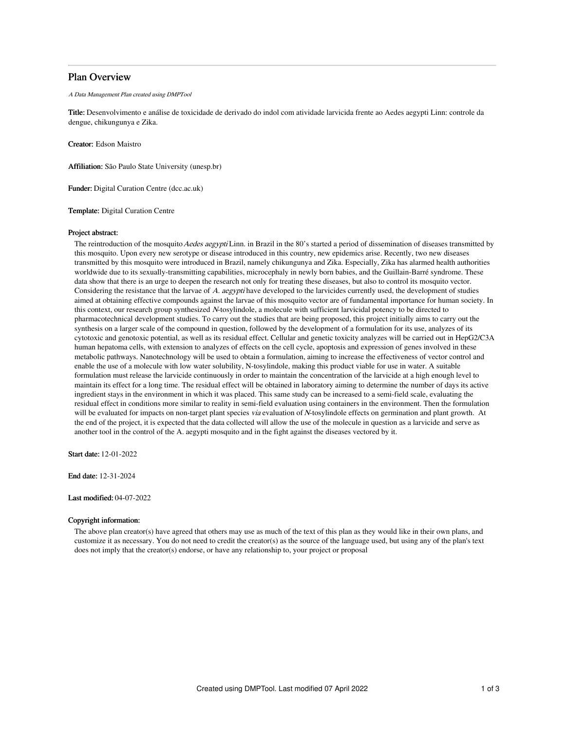# Plan Overview

*A Data Management Plan created using DMPTool*

**Title:** Desenvolvimento e análise de toxicidade de derivado do indol com atividade larvicida frente ao Aedes aegypti Linn: controle da dengue, chikungunya e Zika.

**Creator:** Edson Maistro

**Affiliation:** São Paulo State University (unesp.br)

**Funder:** Digital Curation Centre (dcc.ac.uk)

**Template:** Digital Curation Centre

**Project abstract:**

The reintroduction of the mosquito *Aedes aegypti* Linn. in Brazil in the 80's started a period of dissemination of diseases transmitted by this mosquito. Upon every new serotype or disease introduced in this country, new epidemics arise. Recently, two new diseases transmitted by this mosquito were introduced in Brazil, namely chikungunya and Zika. Especially, Zika has alarmed health authorities worldwide due to its sexually-transmitting capabilities, microcephaly in newly born babies, and the Guillain-Barré syndrome. These data show that there is an urge to deepen the research not only for treating these diseases, but also to control its mosquito vector. Considering the resistance that the larvae of *A. aegypti* have developed to the larvicides currently used, the development of studies aimed at obtaining effective compounds against the larvae of this mosquito vector are of fundamental importance for human society. In this context, our research group synthesized *N*-tosylindole, a molecule with sufficient larvicidal potency to be directed to pharmacotechnical development studies. To carry out the studies that are being proposed, this project initially aims to carry out the synthesis on a larger scale of the compound in question, followed by the development of a formulation for its use, analyzes of its cytotoxic and genotoxic potential, as well as its residual effect. Cellular and genetic toxicity analyzes will be carried out in HepG2/C3A human hepatoma cells, with extension to analyzes of effects on the cell cycle, apoptosis and expression of genes involved in these metabolic pathways. Nanotechnology will be used to obtain a formulation, aiming to increase the effectiveness of vector control and enable the use of a molecule with low water solubility, N-tosylindole, making this product viable for use in water. A suitable formulation must release the larvicide continuously in order to maintain the concentration of the larvicide at a high enough level to maintain its effect for a long time. The residual effect will be obtained in laboratory aiming to determine the number of days its active ingredient stays in the environment in which it was placed. This same study can be increased to a semi-field scale, evaluating the residual effect in conditions more similar to reality in semi-field evaluation using containers in the environment. Then the formulation will be evaluated for impacts on non-target plant species *via* evaluation of *N*-tosylindole effects on germination and plant growth. At the end of the project, it is expected that the data collected will allow the use of the molecule in question as a larvicide and serve as another tool in the control of the A. aegypti mosquito and in the fight against the diseases vectored by it.

**Start date:** 12-01-2022

**End date:** 12-31-2024

**Last modified:** 04-07-2022

**Copyright information:**

The above plan creator(s) have agreed that others may use as much of the text of this plan as they would like in their own plans, and customize it as necessary. You do not need to credit the creator(s) as the source of the language used, but using any of the plan's text does not imply that the creator(s) endorse, or have any relationship to, your project or proposal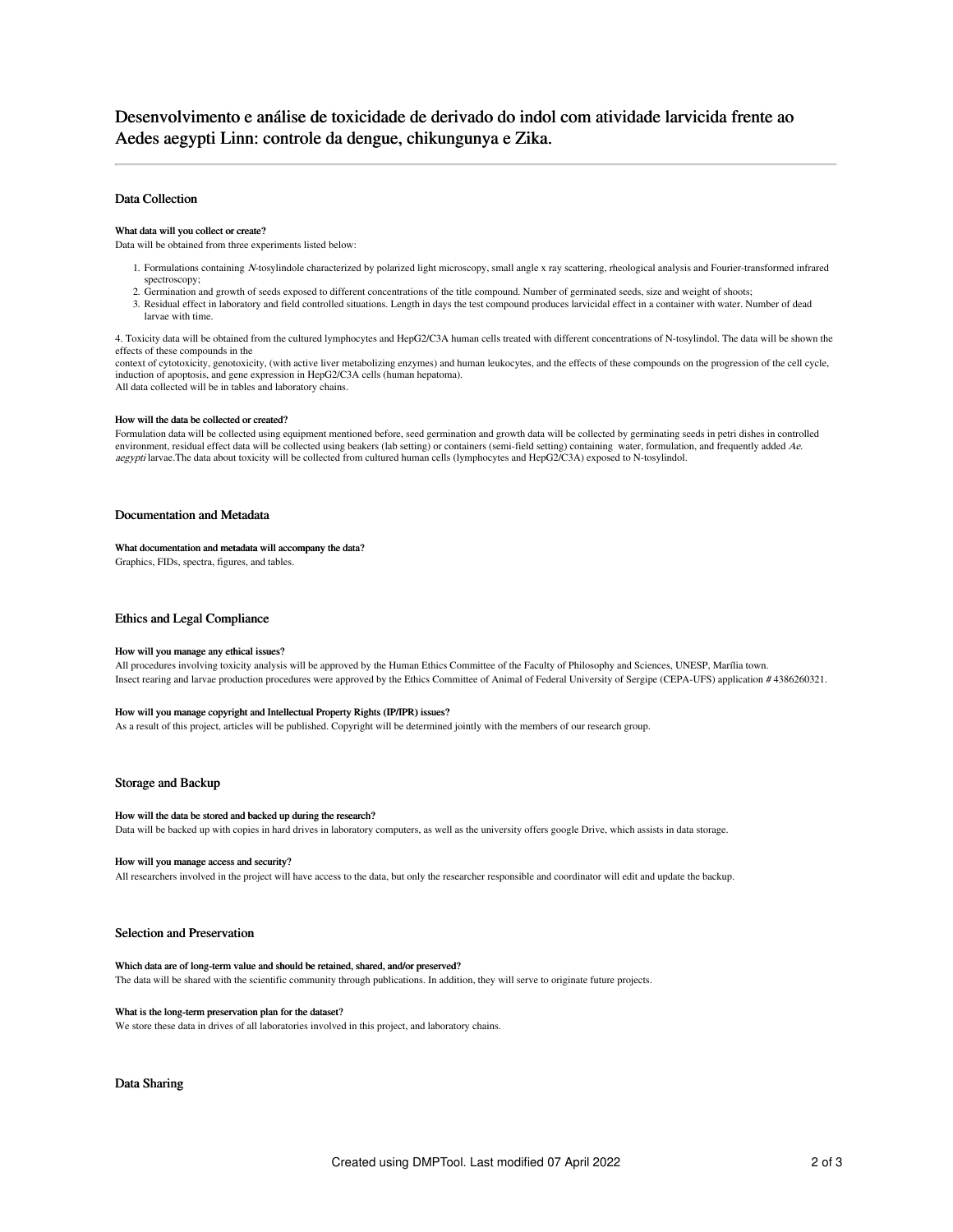# Desenvolvimento e análise de toxicidade de derivado do indol com atividade larvicida frente ao Aedes aegypti Linn: controle da dengue, chikungunya e Zika.

## Data Collection

### What data will you collect or create?

Data will be obtained from three experiments listed below:

1. Formulations containing *N*-tosylindole characterized by polarized light microscopy, small angle x ray scattering, rheological analysis and Fourier-transformed infrared spectroscopy;
2. Germination and growth of seeds exposed to different concentrations of the title compound. Number of germinated seeds, size and weight of shoots;
3. Residual effect in laboratory and field controlled situations. Length in days the test compound produces larvicidal effect in a container with water. Number of dead larvae with time.

4. Toxicity data will be obtained from the cultured lymphocytes and HepG2/C3A human cells treated with different concentrations of N-tosylindol. The data will be shown the effects of these compounds in the
context of cytotoxicity, genotoxicity, (with active liver metabolizing enzymes) and human leukocytes, and the effects of these compounds on the progression of the cell cycle, induction of apoptosis, and gene expression in HepG2/C3A cells (human hepatoma).
All data collected will be in tables and laboratory chains.

### How will the data be collected or created?

Formulation data will be collected using equipment mentioned before, seed germination and growth data will be collected by germinating seeds in petri dishes in controlled environment, residual effect data will be collected using beakers (lab setting) or containers (semi-field setting) containing water, formulation, and frequently added *Ae. aegypti* larvae.The data about toxicity will be collected from cultured human cells (lymphocytes and HepG2/C3A) exposed to N-tosylindol.

## Documentation and Metadata

### What documentation and metadata will accompany the data?

Graphics, FIDs, spectra, figures, and tables.

## Ethics and Legal Compliance

### How will you manage any ethical issues?

All procedures involving toxicity analysis will be approved by the Human Ethics Committee of the Faculty of Philosophy and Sciences, UNESP, Marília town.
Insect rearing and larvae production procedures were approved by the Ethics Committee of Animal of Federal University of Sergipe (CEPA-UFS) application # 4386260321.

### How will you manage copyright and Intellectual Property Rights (IP/IPR) issues?

As a result of this project, articles will be published. Copyright will be determined jointly with the members of our research group.

## Storage and Backup

### How will the data be stored and backed up during the research?

Data will be backed up with copies in hard drives in laboratory computers, as well as the university offers google Drive, which assists in data storage.

### How will you manage access and security?

All researchers involved in the project will have access to the data, but only the researcher responsible and coordinator will edit and update the backup.

## Selection and Preservation

### Which data are of long-term value and should be retained, shared, and/or preserved?

The data will be shared with the scientific community through publications. In addition, they will serve to originate future projects.

### What is the long-term preservation plan for the dataset?

We store these data in drives of all laboratories involved in this project, and laboratory chains.

## Data Sharing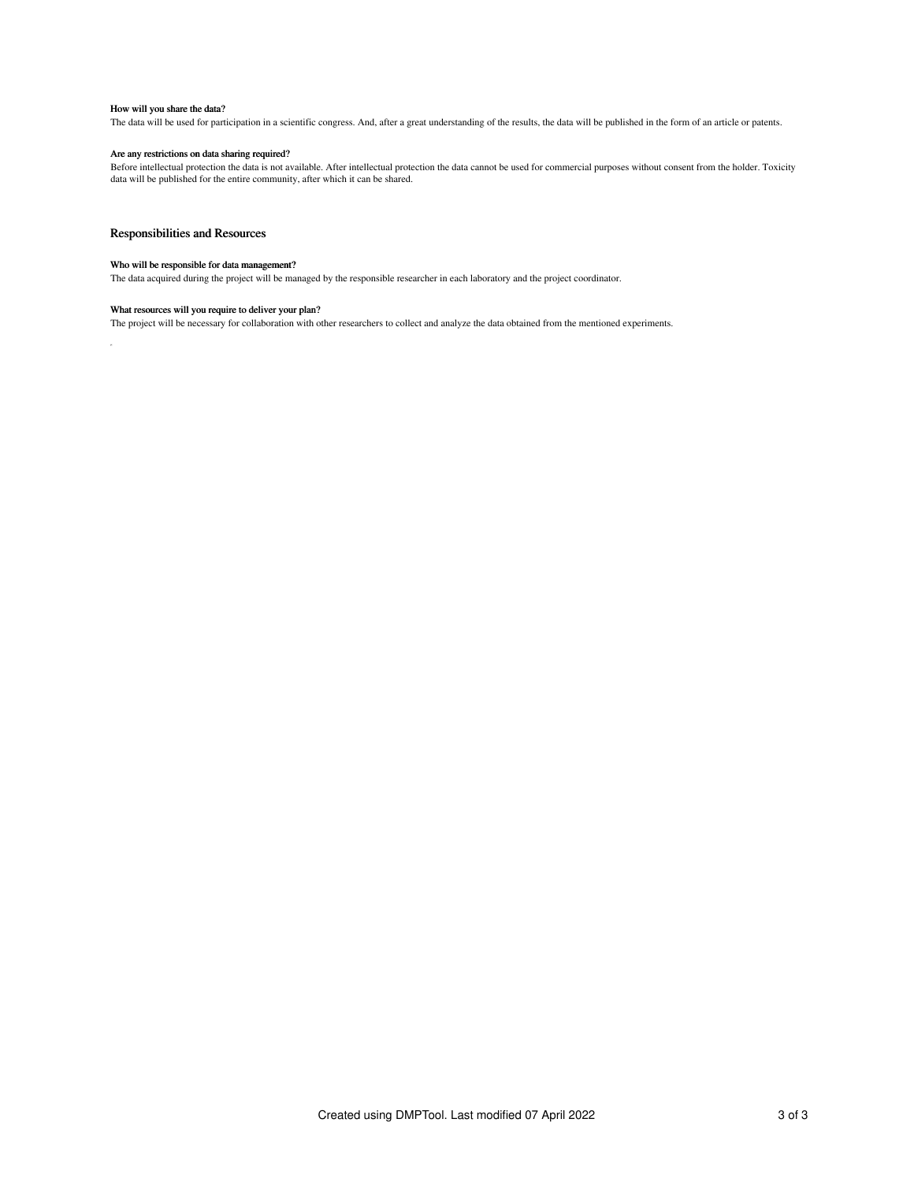#### How will you share the data?

The data will be used for participation in a scientific congress. And, after a great understanding of the results, the data will be published in the form of an article or patents.

#### Are any restrictions on data sharing required?

Before intellectual protection the data is not available. After intellectual protection the data cannot be used for commercial purposes without consent from the holder. Toxicity data will be published for the entire community, after which it can be shared.

### Responsibilities and Resources

#### Who will be responsible for data management?

The data acquired during the project will be managed by the responsible researcher in each laboratory and the project coordinator.

#### What resources will you require to deliver your plan?

The project will be necessary for collaboration with other researchers to collect and analyze the data obtained from the mentioned experiments.